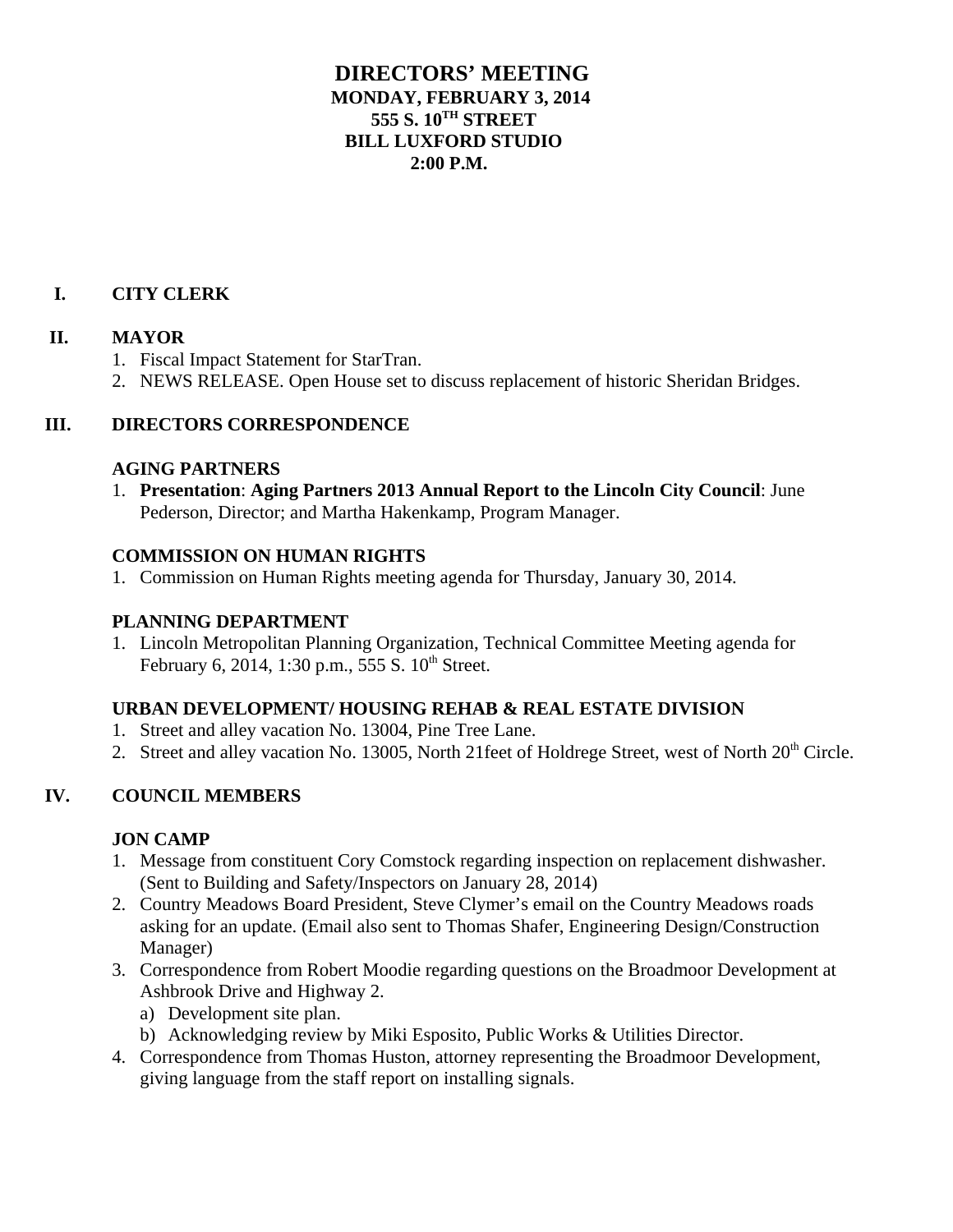# DIRECTORS' MEETING
**MONDAY, FEBRUARY 3, 2014**
**555 S. 10TH STREET**
**BILL LUXFORD STUDIO**
**2:00 P.M.**

## I. CITY CLERK

## II. MAYOR

1. Fiscal Impact Statement for StarTran.
2. NEWS RELEASE. Open House set to discuss replacement of historic Sheridan Bridges.

## III. DIRECTORS CORRESPONDENCE

### AGING PARTNERS

1. **Presentation**: **Aging Partners 2013 Annual Report to the Lincoln City Council**: June Pederson, Director; and Martha Hakenkamp, Program Manager.

### COMMISSION ON HUMAN RIGHTS

1. Commission on Human Rights meeting agenda for Thursday, January 30, 2014.

### PLANNING DEPARTMENT

1. Lincoln Metropolitan Planning Organization, Technical Committee Meeting agenda for February 6, 2014, 1:30 p.m., 555 S. 10th Street.

### URBAN DEVELOPMENT/ HOUSING REHAB & REAL ESTATE DIVISION

1. Street and alley vacation No. 13004, Pine Tree Lane.
2. Street and alley vacation No. 13005, North 21feet of Holdrege Street, west of North 20th Circle.

## IV. COUNCIL MEMBERS

### JON CAMP

1. Message from constituent Cory Comstock regarding inspection on replacement dishwasher. (Sent to Building and Safety/Inspectors on January 28, 2014)
2. Country Meadows Board President, Steve Clymer's email on the Country Meadows roads asking for an update. (Email also sent to Thomas Shafer, Engineering Design/Construction Manager)
3. Correspondence from Robert Moodie regarding questions on the Broadmoor Development at Ashbrook Drive and Highway 2.
   a) Development site plan.
   b) Acknowledging review by Miki Esposito, Public Works & Utilities Director.
4. Correspondence from Thomas Huston, attorney representing the Broadmoor Development, giving language from the staff report on installing signals.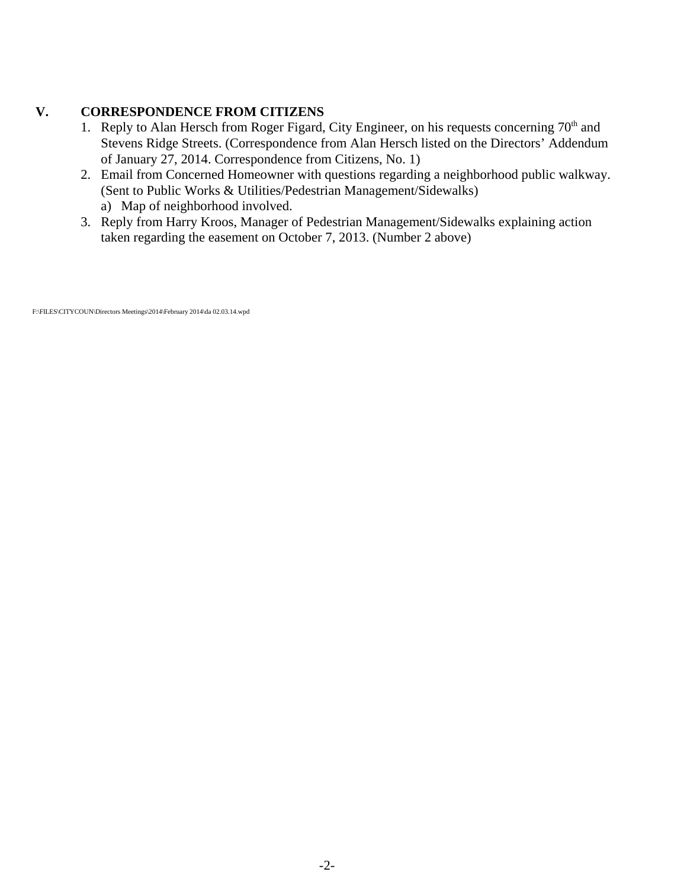## V. CORRESPONDENCE FROM CITIZENS

1. Reply to Alan Hersch from Roger Figard, City Engineer, on his requests concerning 70th and Stevens Ridge Streets. (Correspondence from Alan Hersch listed on the Directors' Addendum of January 27, 2014. Correspondence from Citizens, No. 1)
2. Email from Concerned Homeowner with questions regarding a neighborhood public walkway. (Sent to Public Works & Utilities/Pedestrian Management/Sidewalks)
   a) Map of neighborhood involved.
3. Reply from Harry Kroos, Manager of Pedestrian Management/Sidewalks explaining action taken regarding the easement on October 7, 2013. (Number 2 above)

F:\FILES\CITYCOUN\Directors Meetings\2014\February 2014\da 02.03.14.wpd